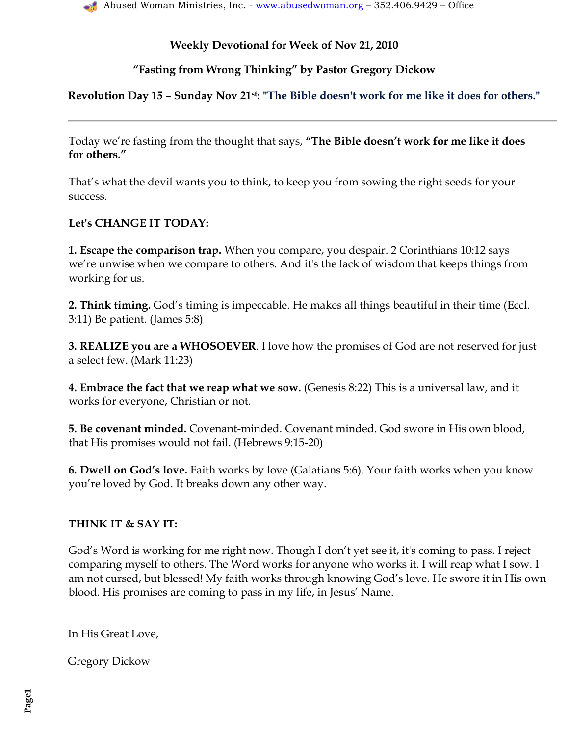**Weekly Devotional for Week of Nov 21, 2010**

**"Fasting from Wrong Thinking" by Pastor Gregory Dickow**

**Revolution Day 15 – Sunday Nov 21st: "The Bible doesn't work for me like it does for others."**

---

Today we're fasting from the thought that says, **"The Bible doesn't work for me like it does for others."**

That's what the devil wants you to think, to keep you from sowing the right seeds for your success.

**Let's CHANGE IT TODAY:**

**1. Escape the comparison trap.** When you compare, you despair. 2 Corinthians 10:12 says we're unwise when we compare to others. And it's the lack of wisdom that keeps things from working for us.

**2. Think timing.** God's timing is impeccable. He makes all things beautiful in their time (Eccl. 3:11) Be patient. (James 5:8)

**3. REALIZE you are a WHOSOEVER**. I love how the promises of God are not reserved for just a select few. (Mark 11:23)

**4. Embrace the fact that we reap what we sow.** (Genesis 8:22) This is a universal law, and it works for everyone, Christian or not.

**5. Be covenant minded.** Covenant-minded. Covenant minded. God swore in His own blood, that His promises would not fail. (Hebrews 9:15-20)

**6. Dwell on God's love.** Faith works by love (Galatians 5:6). Your faith works when you know you're loved by God. It breaks down any other way.

**THINK IT & SAY IT:**

God's Word is working for me right now. Though I don't yet see it, it's coming to pass. I reject comparing myself to others. The Word works for anyone who works it. I will reap what I sow. I am not cursed, but blessed! My faith works through knowing God's love. He swore it in His own blood. His promises are coming to pass in my life, in Jesus' Name.

In His Great Love,

Gregory Dickow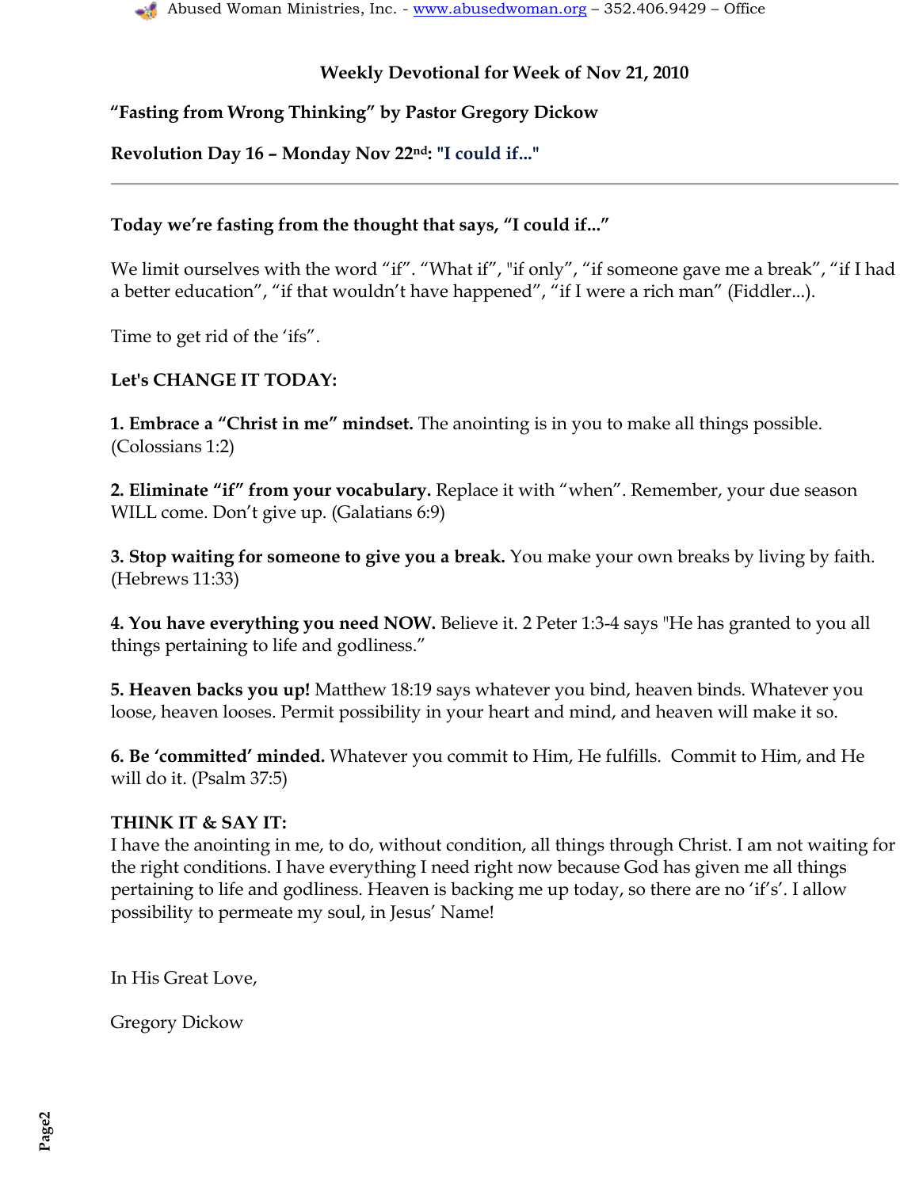**Weekly Devotional for Week of Nov 21, 2010**

**"Fasting from Wrong Thinking" by Pastor Gregory Dickow**

**Revolution Day 16 – Monday Nov 22nd: "I could if..."**

---

**Today we're fasting from the thought that says, "I could if..."**

We limit ourselves with the word "if". "What if", "if only", "if someone gave me a break", "if I had a better education", "if that wouldn't have happened", "if I were a rich man" (Fiddler...).

Time to get rid of the 'ifs".

**Let's CHANGE IT TODAY:**

**1. Embrace a "Christ in me" mindset.** The anointing is in you to make all things possible. (Colossians 1:2)

**2. Eliminate "if" from your vocabulary.** Replace it with "when". Remember, your due season WILL come. Don't give up. (Galatians 6:9)

**3. Stop waiting for someone to give you a break.** You make your own breaks by living by faith. (Hebrews 11:33)

**4. You have everything you need NOW.** Believe it. 2 Peter 1:3-4 says "He has granted to you all things pertaining to life and godliness."

**5. Heaven backs you up!** Matthew 18:19 says whatever you bind, heaven binds. Whatever you loose, heaven looses. Permit possibility in your heart and mind, and heaven will make it so.

**6. Be 'committed' minded.** Whatever you commit to Him, He fulfills. Commit to Him, and He will do it. (Psalm 37:5)

**THINK IT & SAY IT:**
I have the anointing in me, to do, without condition, all things through Christ. I am not waiting for the right conditions. I have everything I need right now because God has given me all things pertaining to life and godliness. Heaven is backing me up today, so there are no 'if's'. I allow possibility to permeate my soul, in Jesus' Name!

In His Great Love,

Gregory Dickow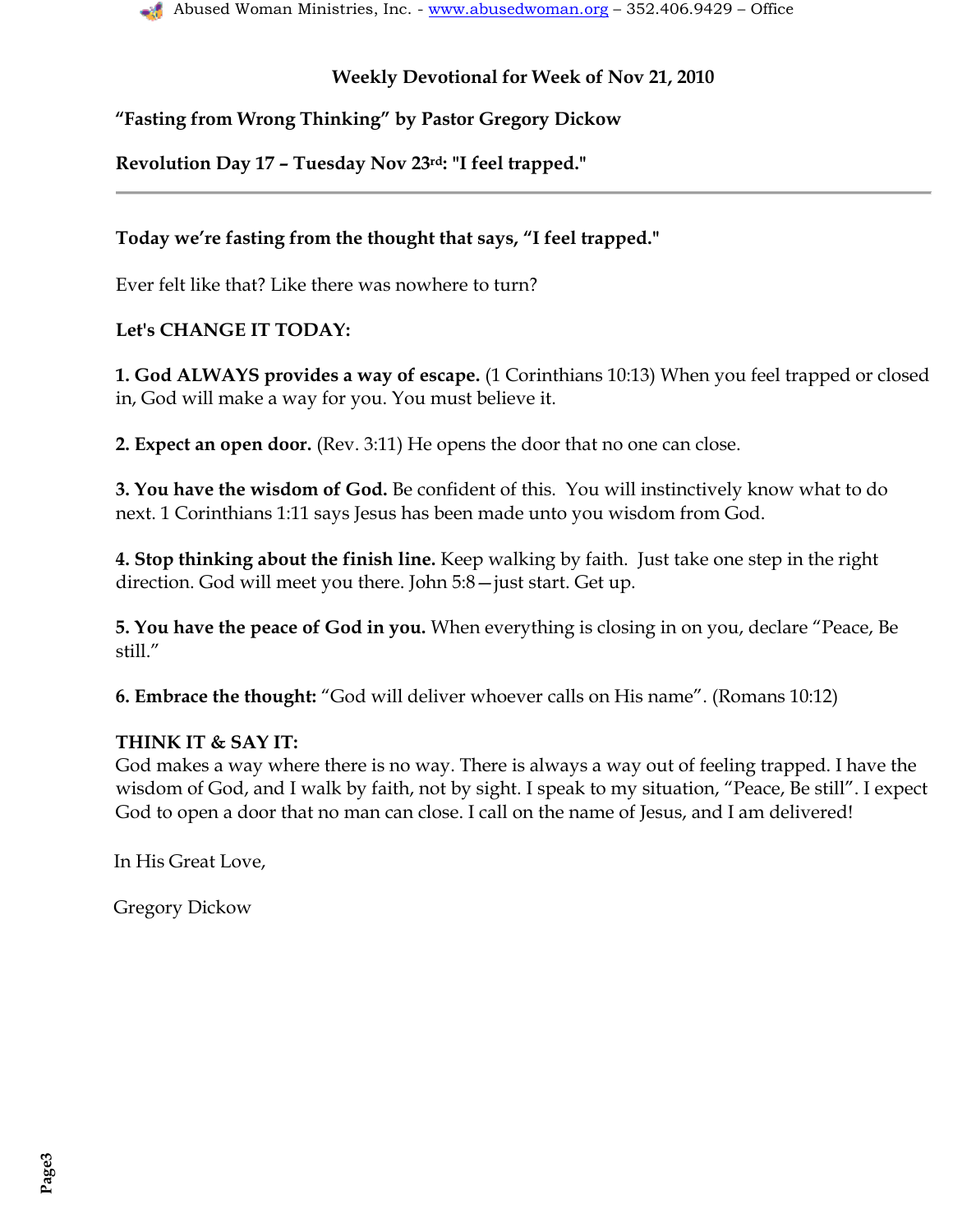## Weekly Devotional for Week of Nov 21, 2010

**"Fasting from Wrong Thinking" by Pastor Gregory Dickow**

**Revolution Day 17 – Tuesday Nov 23rd: "I feel trapped."**

---

**Today we're fasting from the thought that says, "I feel trapped."**

Ever felt like that? Like there was nowhere to turn?

**Let's CHANGE IT TODAY:**

**1. God ALWAYS provides a way of escape.** (1 Corinthians 10:13) When you feel trapped or closed in, God will make a way for you. You must believe it.

**2. Expect an open door.** (Rev. 3:11) He opens the door that no one can close.

**3. You have the wisdom of God.** Be confident of this. You will instinctively know what to do next. 1 Corinthians 1:11 says Jesus has been made unto you wisdom from God.

**4. Stop thinking about the finish line.** Keep walking by faith. Just take one step in the right direction. God will meet you there. John 5:8—just start. Get up.

**5. You have the peace of God in you.** When everything is closing in on you, declare "Peace, Be still."

**6. Embrace the thought:** "God will deliver whoever calls on His name". (Romans 10:12)

**THINK IT & SAY IT:**
God makes a way where there is no way. There is always a way out of feeling trapped. I have the wisdom of God, and I walk by faith, not by sight. I speak to my situation, "Peace, Be still". I expect God to open a door that no man can close. I call on the name of Jesus, and I am delivered!

In His Great Love,

Gregory Dickow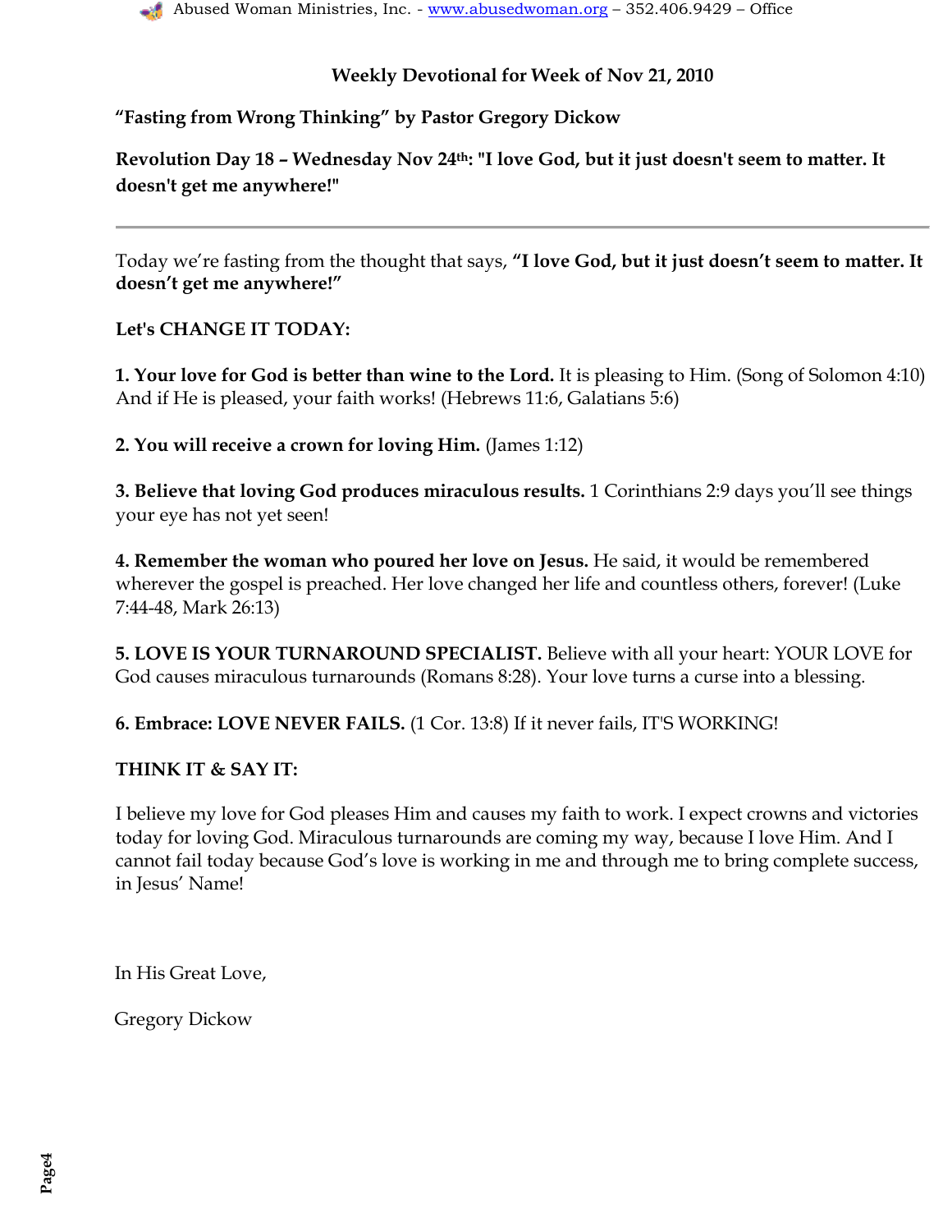**Weekly Devotional for Week of Nov 21, 2010**

**"Fasting from Wrong Thinking" by Pastor Gregory Dickow**

**Revolution Day 18 – Wednesday Nov 24th: "I love God, but it just doesn't seem to matter. It doesn't get me anywhere!"**

---

Today we're fasting from the thought that says, **"I love God, but it just doesn't seem to matter. It doesn't get me anywhere!"**

**Let's CHANGE IT TODAY:**

**1. Your love for God is better than wine to the Lord.** It is pleasing to Him. (Song of Solomon 4:10) And if He is pleased, your faith works! (Hebrews 11:6, Galatians 5:6)

**2. You will receive a crown for loving Him.** (James 1:12)

**3. Believe that loving God produces miraculous results.** 1 Corinthians 2:9 days you'll see things your eye has not yet seen!

**4. Remember the woman who poured her love on Jesus.** He said, it would be remembered wherever the gospel is preached. Her love changed her life and countless others, forever! (Luke 7:44-48, Mark 26:13)

**5. LOVE IS YOUR TURNAROUND SPECIALIST.** Believe with all your heart: YOUR LOVE for God causes miraculous turnarounds (Romans 8:28). Your love turns a curse into a blessing.

**6. Embrace: LOVE NEVER FAILS.** (1 Cor. 13:8) If it never fails, IT'S WORKING!

**THINK IT & SAY IT:**

I believe my love for God pleases Him and causes my faith to work. I expect crowns and victories today for loving God. Miraculous turnarounds are coming my way, because I love Him. And I cannot fail today because God's love is working in me and through me to bring complete success, in Jesus' Name!

In His Great Love,

Gregory Dickow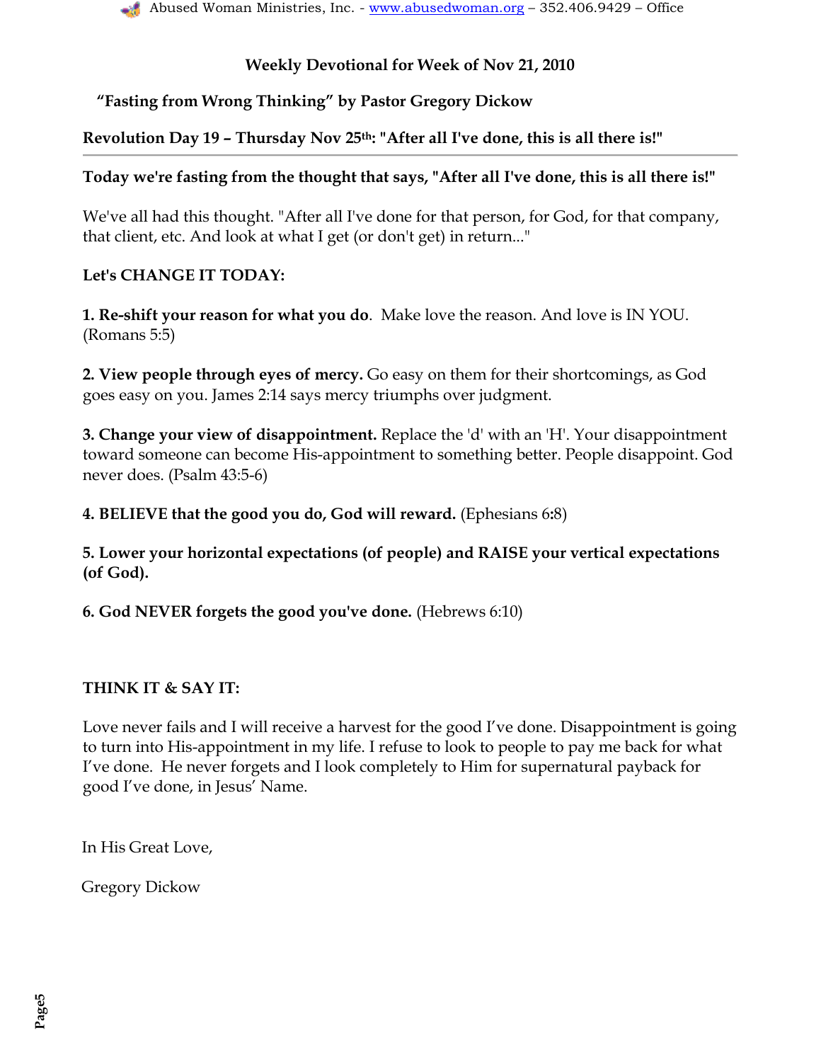**Weekly Devotional for Week of Nov 21, 2010**

**"Fasting from Wrong Thinking" by Pastor Gregory Dickow**

**Revolution Day 19 – Thursday Nov 25th: "After all I've done, this is all there is!"**

---

**Today we're fasting from the thought that says, "After all I've done, this is all there is!"**

We've all had this thought. "After all I've done for that person, for God, for that company, that client, etc. And look at what I get (or don't get) in return..."

**Let's CHANGE IT TODAY:**

**1. Re-shift your reason for what you do**. Make love the reason. And love is IN YOU. (Romans 5:5)

**2. View people through eyes of mercy.** Go easy on them for their shortcomings, as God goes easy on you. James 2:14 says mercy triumphs over judgment.

**3. Change your view of disappointment.** Replace the 'd' with an 'H'. Your disappointment toward someone can become His-appointment to something better. People disappoint. God never does. (Psalm 43:5-6)

**4. BELIEVE that the good you do, God will reward.** (Ephesians 6:8)

**5. Lower your horizontal expectations (of people) and RAISE your vertical expectations (of God).**

**6. God NEVER forgets the good you've done.** (Hebrews 6:10)

**THINK IT & SAY IT:**

Love never fails and I will receive a harvest for the good I've done. Disappointment is going to turn into His-appointment in my life. I refuse to look to people to pay me back for what I've done. He never forgets and I look completely to Him for supernatural payback for good I've done, in Jesus' Name.

In His Great Love,

Gregory Dickow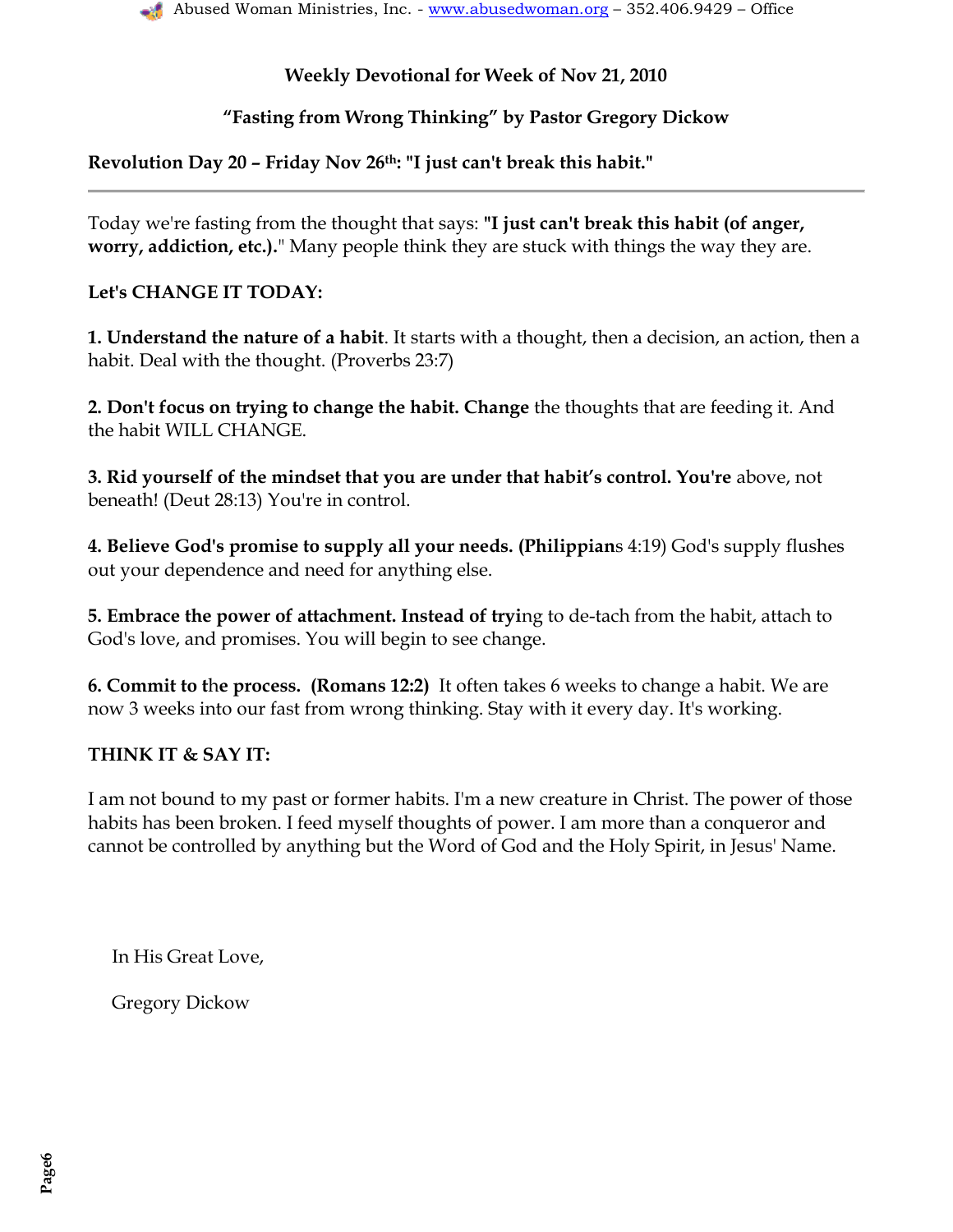**Weekly Devotional for Week of Nov 21, 2010**

**"Fasting from Wrong Thinking" by Pastor Gregory Dickow**

**Revolution Day 20 – Friday Nov 26th: "I just can't break this habit."**

---

Today we're fasting from the thought that says: **"I just can't break this habit (of anger, worry, addiction, etc.).**" Many people think they are stuck with things the way they are.

**Let's CHANGE IT TODAY:**

**1. Understand the nature of a habit**. It starts with a thought, then a decision, an action, then a habit. Deal with the thought. (Proverbs 23:7)

**2. Don't focus on trying to change the habit. Change** the thoughts that are feeding it. And the habit WILL CHANGE.

**3. Rid yourself of the mindset that you are under that habit's control. You're** above, not beneath! (Deut 28:13) You're in control.

**4. Believe God's promise to supply all your needs. (Philippian**s 4:19) God's supply flushes out your dependence and need for anything else.

**5. Embrace the power of attachment. Instead of tryi**ng to de-tach from the habit, attach to God's love, and promises. You will begin to see change.

**6. Commit to the process. (Romans 12:2)** It often takes 6 weeks to change a habit. We are now 3 weeks into our fast from wrong thinking. Stay with it every day. It's working.

**THINK IT & SAY IT:**

I am not bound to my past or former habits. I'm a new creature in Christ. The power of those habits has been broken. I feed myself thoughts of power. I am more than a conqueror and cannot be controlled by anything but the Word of God and the Holy Spirit, in Jesus' Name.

In His Great Love,

Gregory Dickow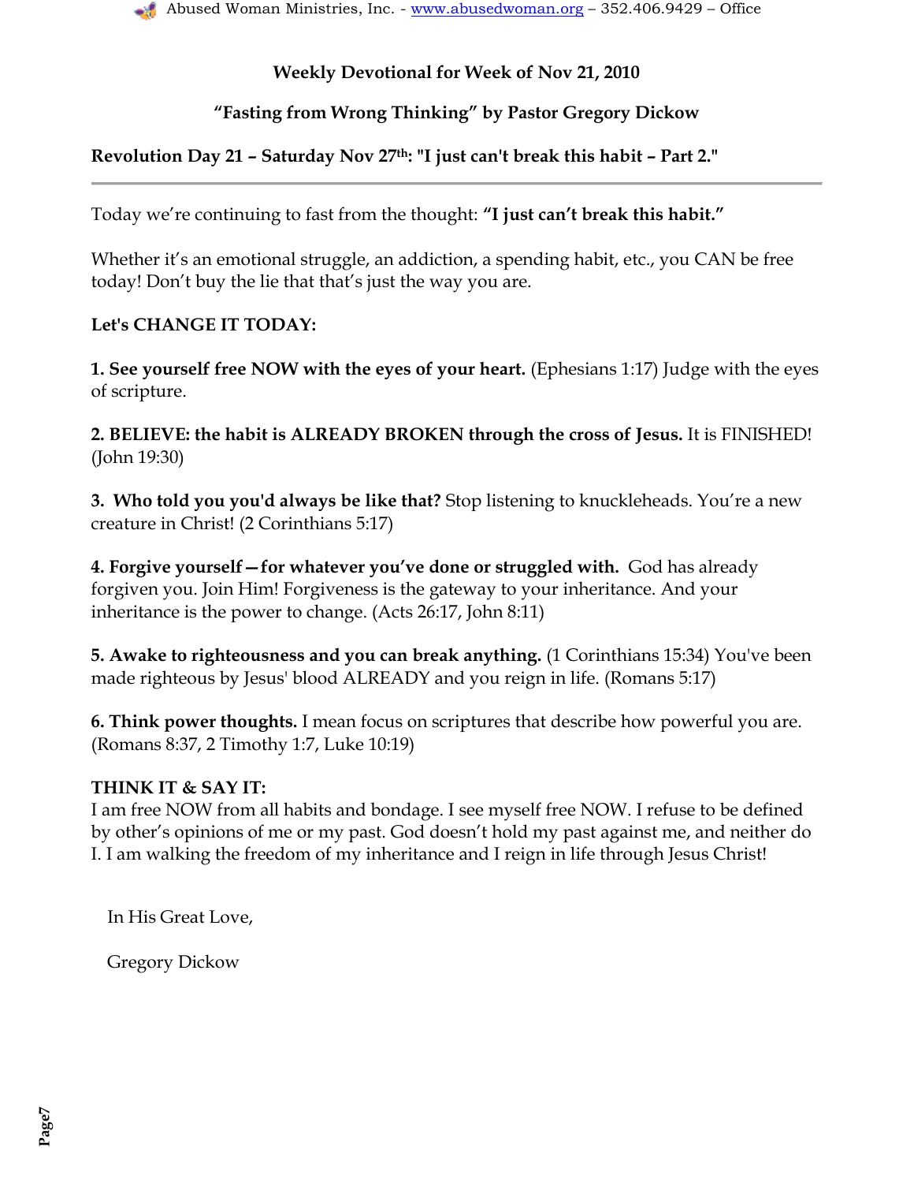**Weekly Devotional for Week of Nov 21, 2010**

**"Fasting from Wrong Thinking" by Pastor Gregory Dickow**

**Revolution Day 21 – Saturday Nov 27th: "I just can't break this habit – Part 2."**

---

Today we're continuing to fast from the thought: **"I just can't break this habit."**

Whether it's an emotional struggle, an addiction, a spending habit, etc., you CAN be free today! Don't buy the lie that that's just the way you are.

**Let's CHANGE IT TODAY:**

**1. See yourself free NOW with the eyes of your heart.** (Ephesians 1:17) Judge with the eyes of scripture.

**2. BELIEVE: the habit is ALREADY BROKEN through the cross of Jesus.** It is FINISHED! (John 19:30)

**3. Who told you you'd always be like that?** Stop listening to knuckleheads. You're a new creature in Christ! (2 Corinthians 5:17)

**4. Forgive yourself—for whatever you've done or struggled with.** God has already forgiven you. Join Him! Forgiveness is the gateway to your inheritance. And your inheritance is the power to change. (Acts 26:17, John 8:11)

**5. Awake to righteousness and you can break anything.** (1 Corinthians 15:34) You've been made righteous by Jesus' blood ALREADY and you reign in life. (Romans 5:17)

**6. Think power thoughts.** I mean focus on scriptures that describe how powerful you are. (Romans 8:37, 2 Timothy 1:7, Luke 10:19)

**THINK IT & SAY IT:**
I am free NOW from all habits and bondage. I see myself free NOW. I refuse to be defined by other's opinions of me or my past. God doesn't hold my past against me, and neither do I. I am walking the freedom of my inheritance and I reign in life through Jesus Christ!

In His Great Love,

Gregory Dickow